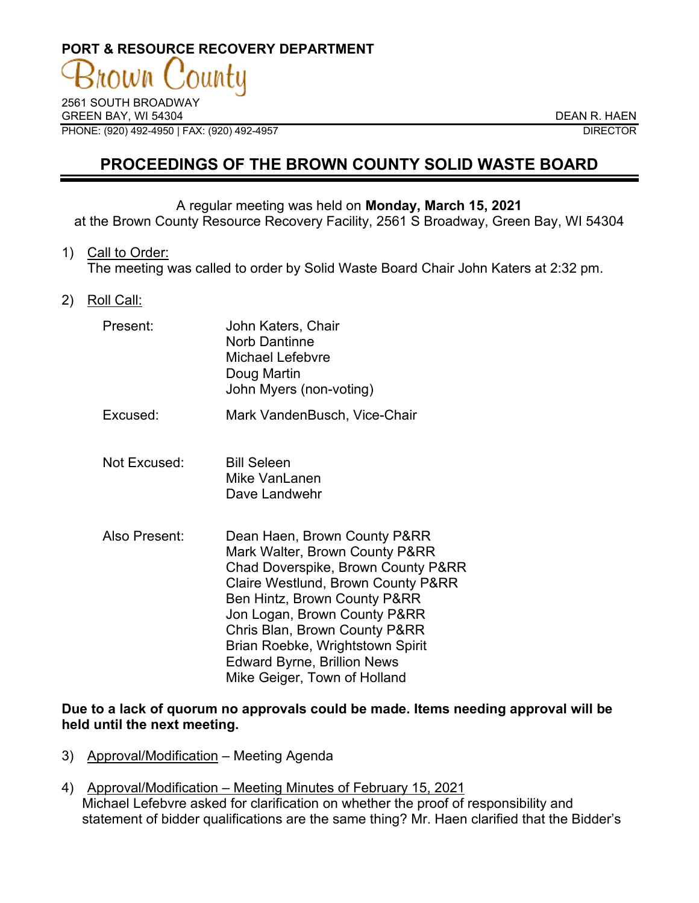**PORT & RESOURCE RECOVERY DEPARTMENT**

Brown County

2561 SOUTH BROADWAY
GREEN BAY, WI 54304
PHONE: (920) 492-4950 | FAX: (920) 492-4957

DEAN R. HAEN
DIRECTOR

# PROCEEDINGS OF THE BROWN COUNTY SOLID WASTE BOARD

A regular meeting was held on **Monday, March 15, 2021**
at the Brown County Resource Recovery Facility, 2561 S Broadway, Green Bay, WI 54304

1) Call to Order:
The meeting was called to order by Solid Waste Board Chair John Katers at 2:32 pm.

2) Roll Call:

Present: John Katers, Chair
Norb Dantinne
Michael Lefebvre
Doug Martin
John Myers (non-voting)

Excused: Mark VandenBusch, Vice-Chair

Not Excused: Bill Seleen
Mike VanLanen
Dave Landwehr

Also Present: Dean Haen, Brown County P&RR
Mark Walter, Brown County P&RR
Chad Doverspike, Brown County P&RR
Claire Westlund, Brown County P&RR
Ben Hintz, Brown County P&RR
Jon Logan, Brown County P&RR
Chris Blan, Brown County P&RR
Brian Roebke, Wrightstown Spirit
Edward Byrne, Brillion News
Mike Geiger, Town of Holland

**Due to a lack of quorum no approvals could be made. Items needing approval will be held until the next meeting.**

3) Approval/Modification – Meeting Agenda

4) Approval/Modification – Meeting Minutes of February 15, 2021
Michael Lefebvre asked for clarification on whether the proof of responsibility and statement of bidder qualifications are the same thing? Mr. Haen clarified that the Bidder's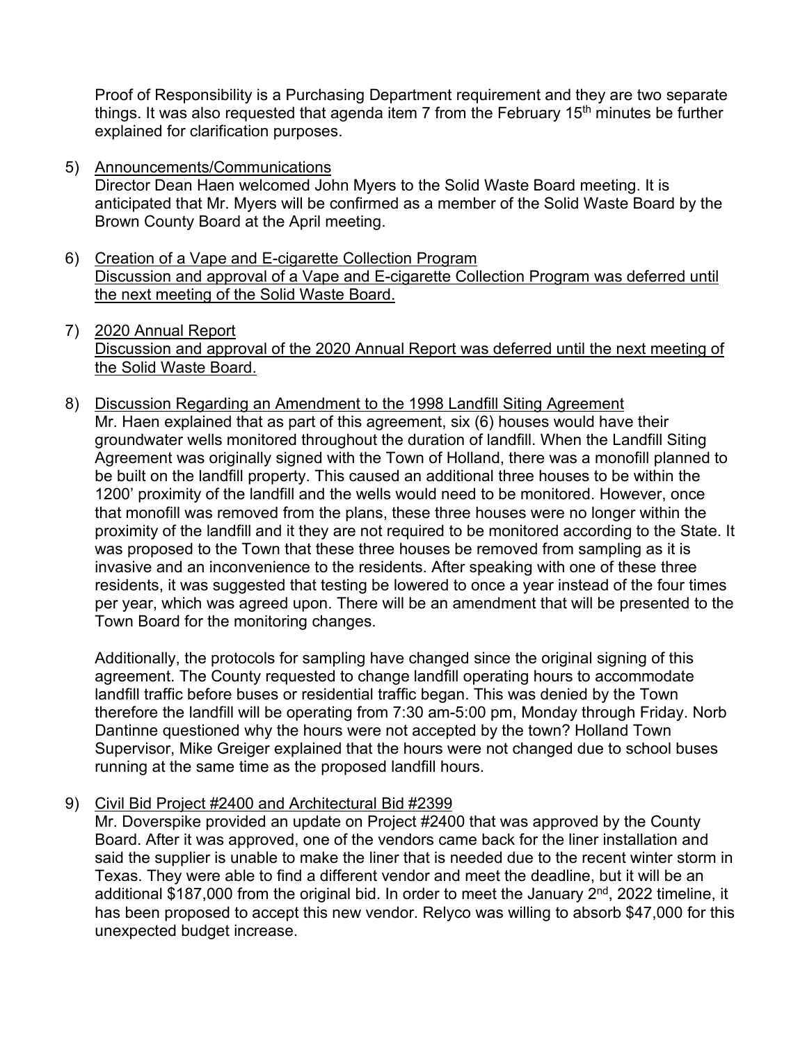Proof of Responsibility is a Purchasing Department requirement and they are two separate things. It was also requested that agenda item 7 from the February 15th minutes be further explained for clarification purposes.

5) Announcements/Communications
Director Dean Haen welcomed John Myers to the Solid Waste Board meeting. It is anticipated that Mr. Myers will be confirmed as a member of the Solid Waste Board by the Brown County Board at the April meeting.

6) Creation of a Vape and E-cigarette Collection Program
Discussion and approval of a Vape and E-cigarette Collection Program was deferred until the next meeting of the Solid Waste Board.

7) 2020 Annual Report
Discussion and approval of the 2020 Annual Report was deferred until the next meeting of the Solid Waste Board.

8) Discussion Regarding an Amendment to the 1998 Landfill Siting Agreement
Mr. Haen explained that as part of this agreement, six (6) houses would have their groundwater wells monitored throughout the duration of landfill. When the Landfill Siting Agreement was originally signed with the Town of Holland, there was a monofill planned to be built on the landfill property. This caused an additional three houses to be within the 1200' proximity of the landfill and the wells would need to be monitored. However, once that monofill was removed from the plans, these three houses were no longer within the proximity of the landfill and it they are not required to be monitored according to the State. It was proposed to the Town that these three houses be removed from sampling as it is invasive and an inconvenience to the residents. After speaking with one of these three residents, it was suggested that testing be lowered to once a year instead of the four times per year, which was agreed upon. There will be an amendment that will be presented to the Town Board for the monitoring changes.

Additionally, the protocols for sampling have changed since the original signing of this agreement. The County requested to change landfill operating hours to accommodate landfill traffic before buses or residential traffic began. This was denied by the Town therefore the landfill will be operating from 7:30 am-5:00 pm, Monday through Friday. Norb Dantinne questioned why the hours were not accepted by the town? Holland Town Supervisor, Mike Greiger explained that the hours were not changed due to school buses running at the same time as the proposed landfill hours.

9) Civil Bid Project #2400 and Architectural Bid #2399
Mr. Doverspike provided an update on Project #2400 that was approved by the County Board. After it was approved, one of the vendors came back for the liner installation and said the supplier is unable to make the liner that is needed due to the recent winter storm in Texas. They were able to find a different vendor and meet the deadline, but it will be an additional $187,000 from the original bid. In order to meet the January 2nd, 2022 timeline, it has been proposed to accept this new vendor. Relyco was willing to absorb $47,000 for this unexpected budget increase.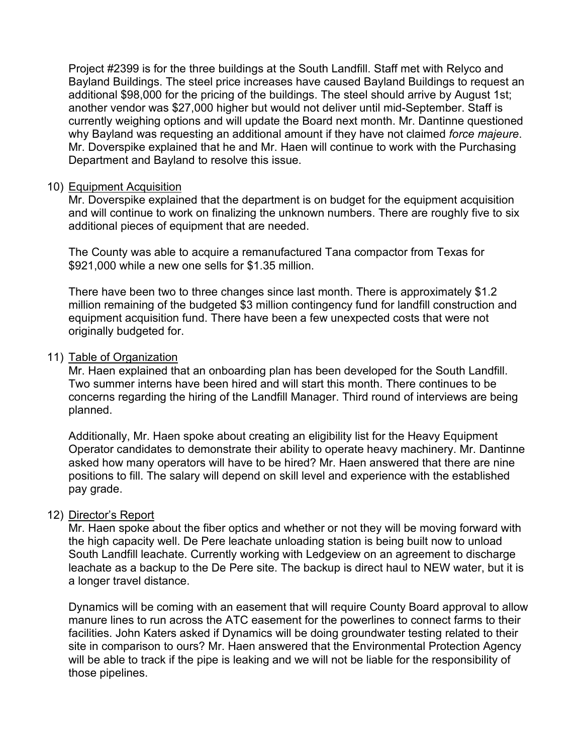Project #2399 is for the three buildings at the South Landfill. Staff met with Relyco and Bayland Buildings. The steel price increases have caused Bayland Buildings to request an additional $98,000 for the pricing of the buildings. The steel should arrive by August 1st; another vendor was $27,000 higher but would not deliver until mid-September. Staff is currently weighing options and will update the Board next month. Mr. Dantinne questioned why Bayland was requesting an additional amount if they have not claimed *force majeure*. Mr. Doverspike explained that he and Mr. Haen will continue to work with the Purchasing Department and Bayland to resolve this issue.

10) <u>Equipment Acquisition</u>

Mr. Doverspike explained that the department is on budget for the equipment acquisition and will continue to work on finalizing the unknown numbers. There are roughly five to six additional pieces of equipment that are needed.

The County was able to acquire a remanufactured Tana compactor from Texas for $921,000 while a new one sells for $1.35 million.

There have been two to three changes since last month. There is approximately $1.2 million remaining of the budgeted $3 million contingency fund for landfill construction and equipment acquisition fund. There have been a few unexpected costs that were not originally budgeted for.

11) <u>Table of Organization</u>

Mr. Haen explained that an onboarding plan has been developed for the South Landfill. Two summer interns have been hired and will start this month. There continues to be concerns regarding the hiring of the Landfill Manager. Third round of interviews are being planned.

Additionally, Mr. Haen spoke about creating an eligibility list for the Heavy Equipment Operator candidates to demonstrate their ability to operate heavy machinery. Mr. Dantinne asked how many operators will have to be hired? Mr. Haen answered that there are nine positions to fill. The salary will depend on skill level and experience with the established pay grade.

12) <u>Director's Report</u>

Mr. Haen spoke about the fiber optics and whether or not they will be moving forward with the high capacity well. De Pere leachate unloading station is being built now to unload South Landfill leachate. Currently working with Ledgeview on an agreement to discharge leachate as a backup to the De Pere site. The backup is direct haul to NEW water, but it is a longer travel distance.

Dynamics will be coming with an easement that will require County Board approval to allow manure lines to run across the ATC easement for the powerlines to connect farms to their facilities. John Katers asked if Dynamics will be doing groundwater testing related to their site in comparison to ours? Mr. Haen answered that the Environmental Protection Agency will be able to track if the pipe is leaking and we will not be liable for the responsibility of those pipelines.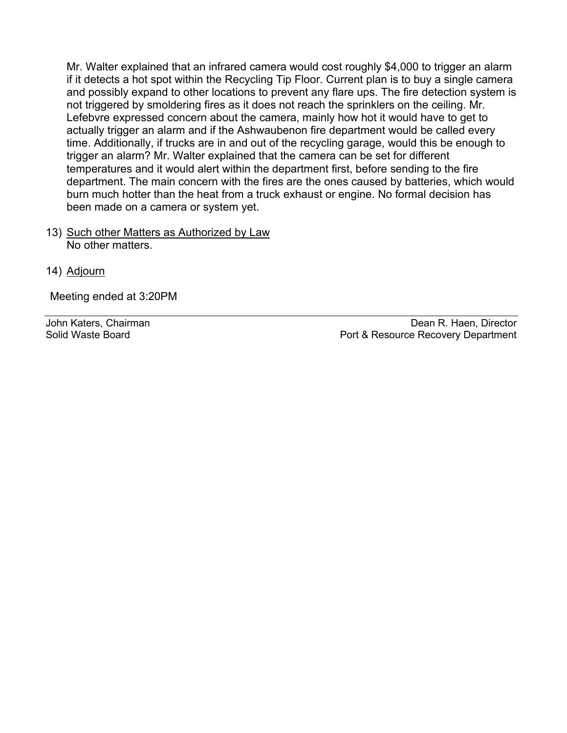Mr. Walter explained that an infrared camera would cost roughly $4,000 to trigger an alarm if it detects a hot spot within the Recycling Tip Floor. Current plan is to buy a single camera and possibly expand to other locations to prevent any flare ups. The fire detection system is not triggered by smoldering fires as it does not reach the sprinklers on the ceiling. Mr. Lefebvre expressed concern about the camera, mainly how hot it would have to get to actually trigger an alarm and if the Ashwaubenon fire department would be called every time. Additionally, if trucks are in and out of the recycling garage, would this be enough to trigger an alarm? Mr. Walter explained that the camera can be set for different temperatures and it would alert within the department first, before sending to the fire department. The main concern with the fires are the ones caused by batteries, which would burn much hotter than the heat from a truck exhaust or engine. No formal decision has been made on a camera or system yet.

13) Such other Matters as Authorized by Law
    No other matters.

14) Adjourn

Meeting ended at 3:20PM

---

John Katers, Chairman
Solid Waste Board

Dean R. Haen, Director
Port & Resource Recovery Department